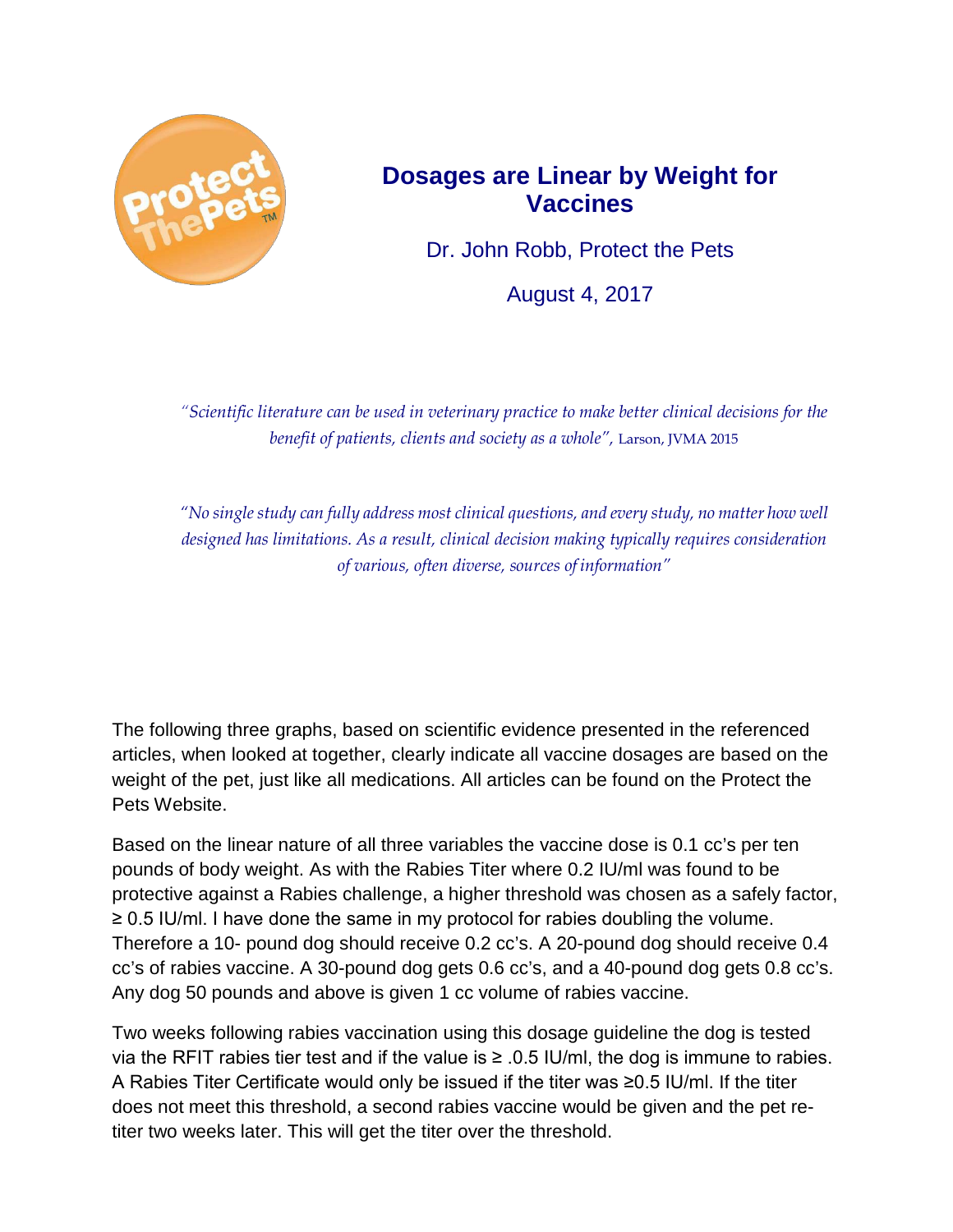# Dosages are Linear by Weight for Vaccines

Dr. John Robb, Protect the Pets

August 4, 2017

*"Scientific literature can be used in veterinary practice to make better clinical decisions for the benefit of patients, clients and society as a whole",* Larson, JVMA 2015

*"No single study can fully address most clinical questions, and every study, no matter how well designed has limitations. As a result, clinical decision making typically requires consideration of various, often diverse, sources of information"*

The following three graphs, based on scientific evidence presented in the referenced articles, when looked at together, clearly indicate all vaccine dosages are based on the weight of the pet, just like all medications. All articles can be found on the Protect the Pets Website.

Based on the linear nature of all three variables the vaccine dose is 0.1 cc's per ten pounds of body weight. As with the Rabies Titer where 0.2 IU/ml was found to be protective against a Rabies challenge, a higher threshold was chosen as a safely factor, ≥ 0.5 IU/ml. I have done the same in my protocol for rabies doubling the volume. Therefore a 10- pound dog should receive 0.2 cc's. A 20-pound dog should receive 0.4 cc's of rabies vaccine. A 30-pound dog gets 0.6 cc's, and a 40-pound dog gets 0.8 cc's. Any dog 50 pounds and above is given 1 cc volume of rabies vaccine.

Two weeks following rabies vaccination using this dosage guideline the dog is tested via the RFIT rabies tier test and if the value is ≥ .0.5 IU/ml, the dog is immune to rabies. A Rabies Titer Certificate would only be issued if the titer was ≥0.5 IU/ml. If the titer does not meet this threshold, a second rabies vaccine would be given and the pet re-titer two weeks later. This will get the titer over the threshold.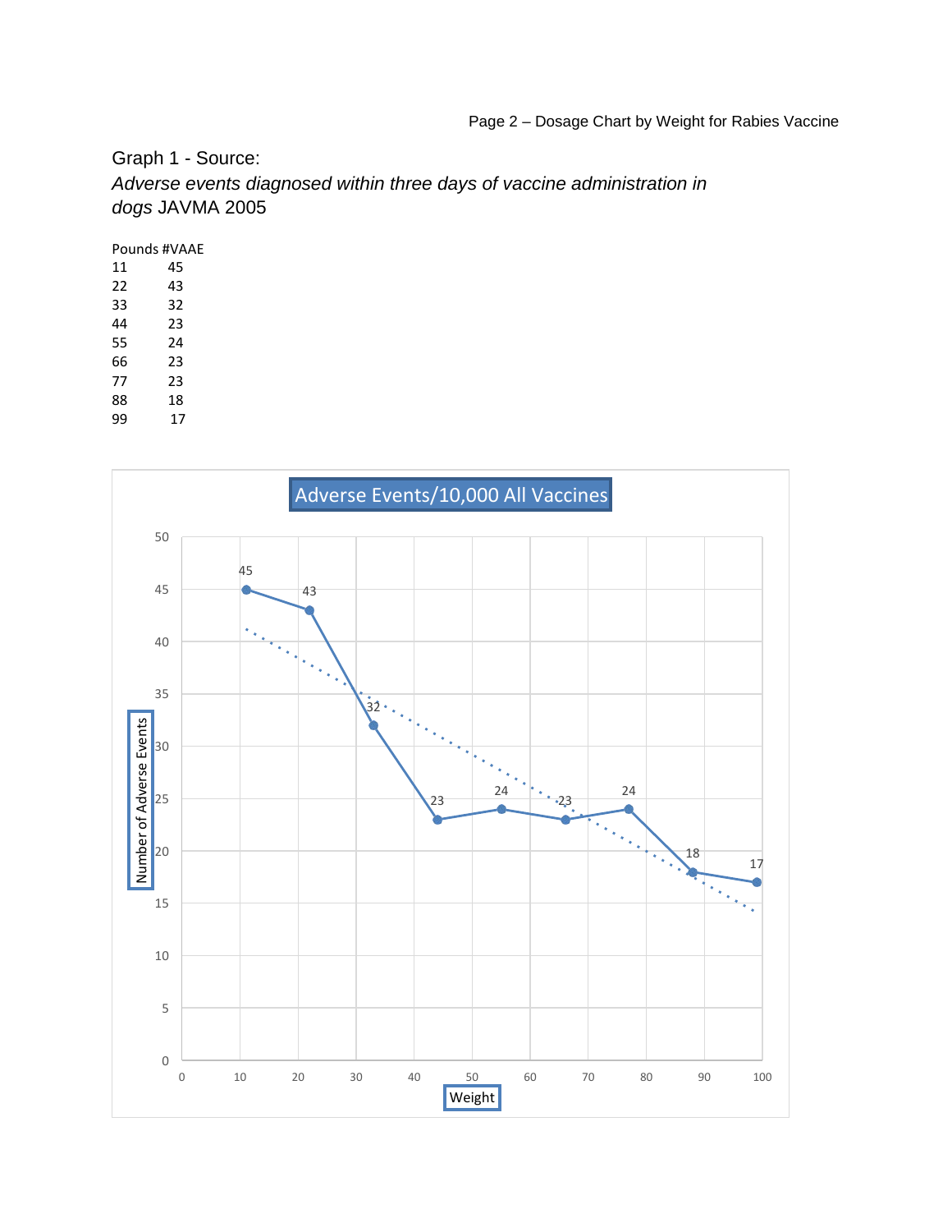Graph 1 - Source:

*Adverse events diagnosed within three days of vaccine administration in dogs* JAVMA 2005

| Pounds | #VAAE |
|---|---|
| 11 | 45 |
| 22 | 43 |
| 33 | 32 |
| 44 | 23 |
| 55 | 24 |
| 66 | 23 |
| 77 | 23 |
| 88 | 18 |
| 99 | 17 |

**Adverse Events/10,000 All Vaccines**

Number of Adverse Events

Weight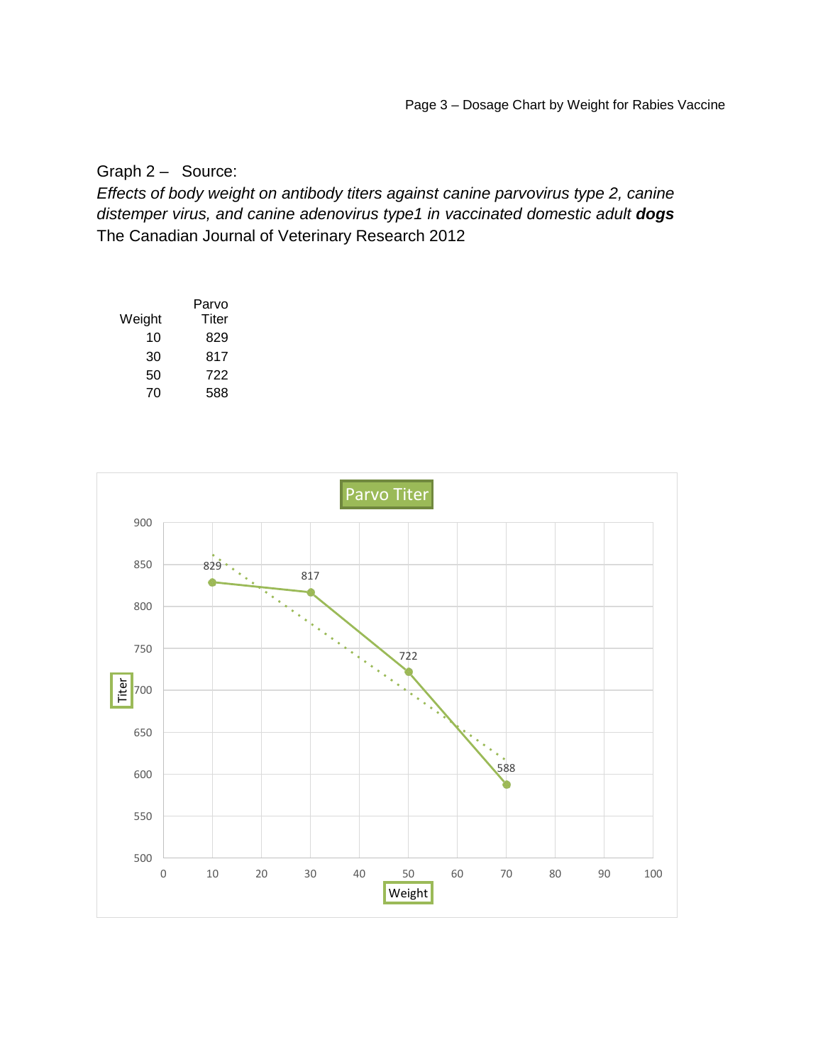Graph 2 – Source:

*Effects of body weight on antibody titers against canine parvovirus type 2, canine distemper virus, and canine adenovirus type1 in vaccinated domestic adult **dogs***

The Canadian Journal of Veterinary Research 2012

| Weight | Parvo Titer |
|---|---|
| 10 | 829 |
| 30 | 817 |
| 50 | 722 |
| 70 | 588 |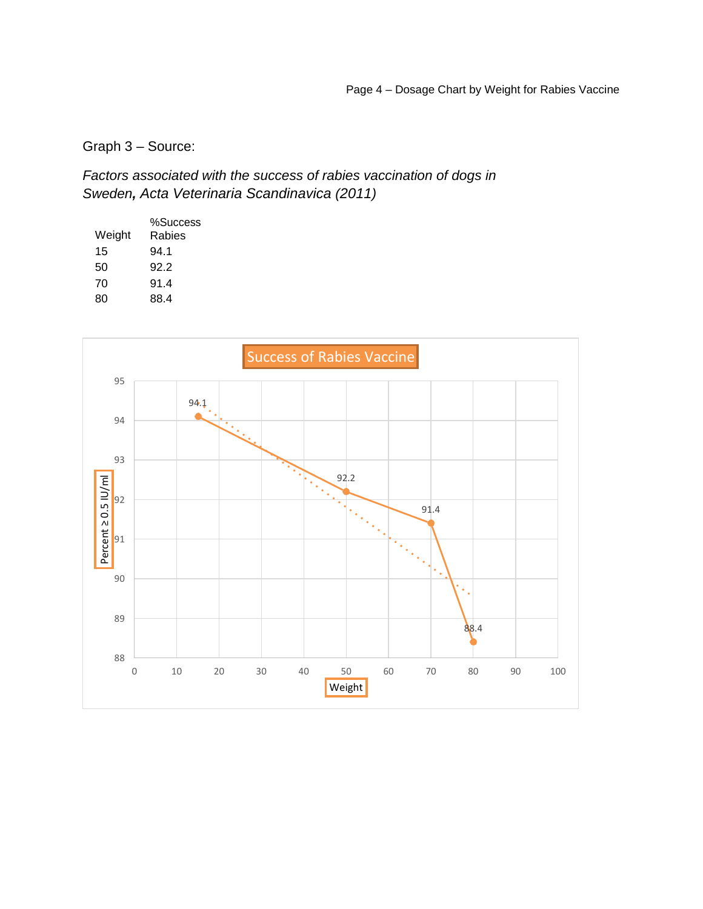Graph 3 – Source:

*Factors associated with the success of rabies vaccination of dogs in Sweden, Acta Veterinaria Scandinavica (2011)*

| Weight | %Success Rabies |
|---|---|
| 15 | 94.1 |
| 50 | 92.2 |
| 70 | 91.4 |
| 80 | 88.4 |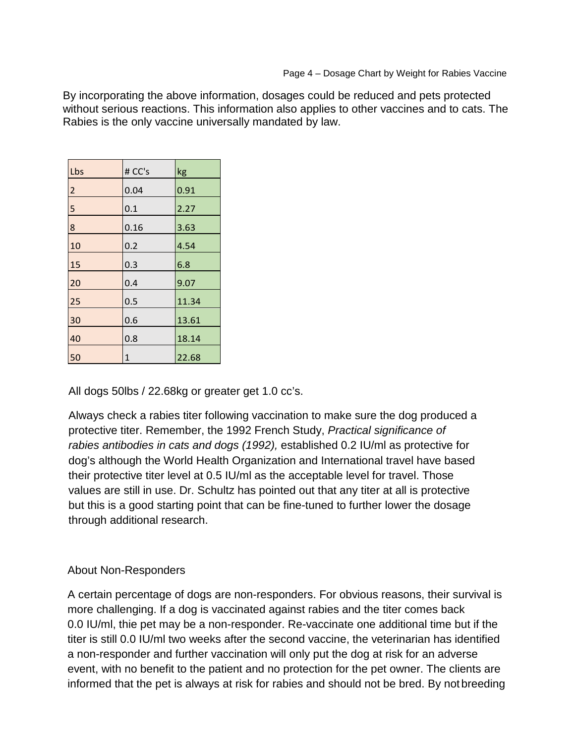By incorporating the above information, dosages could be reduced and pets protected without serious reactions. This information also applies to other vaccines and to cats. The Rabies is the only vaccine universally mandated by law.

| Lbs | # CC's | kg |
| --- | --- | --- |
| 2 | 0.04 | 0.91 |
| 5 | 0.1 | 2.27 |
| 8 | 0.16 | 3.63 |
| 10 | 0.2 | 4.54 |
| 15 | 0.3 | 6.8 |
| 20 | 0.4 | 9.07 |
| 25 | 0.5 | 11.34 |
| 30 | 0.6 | 13.61 |
| 40 | 0.8 | 18.14 |
| 50 | 1 | 22.68 |

All dogs 50lbs / 22.68kg or greater get 1.0 cc's.

Always check a rabies titer following vaccination to make sure the dog produced a protective titer. Remember, the 1992 French Study, *Practical significance of rabies antibodies in cats and dogs (1992),* established 0.2 IU/ml as protective for dog's although the World Health Organization and International travel have based their protective titer level at 0.5 IU/ml as the acceptable level for travel. Those values are still in use. Dr. Schultz has pointed out that any titer at all is protective but this is a good starting point that can be fine-tuned to further lower the dosage through additional research.

About Non-Responders

A certain percentage of dogs are non-responders. For obvious reasons, their survival is more challenging. If a dog is vaccinated against rabies and the titer comes back 0.0 IU/ml, thie pet may be a non-responder. Re-vaccinate one additional time but if the titer is still 0.0 IU/ml two weeks after the second vaccine, the veterinarian has identified a non-responder and further vaccination will only put the dog at risk for an adverse event, with no benefit to the patient and no protection for the pet owner. The clients are informed that the pet is always at risk for rabies and should not be bred. By not breeding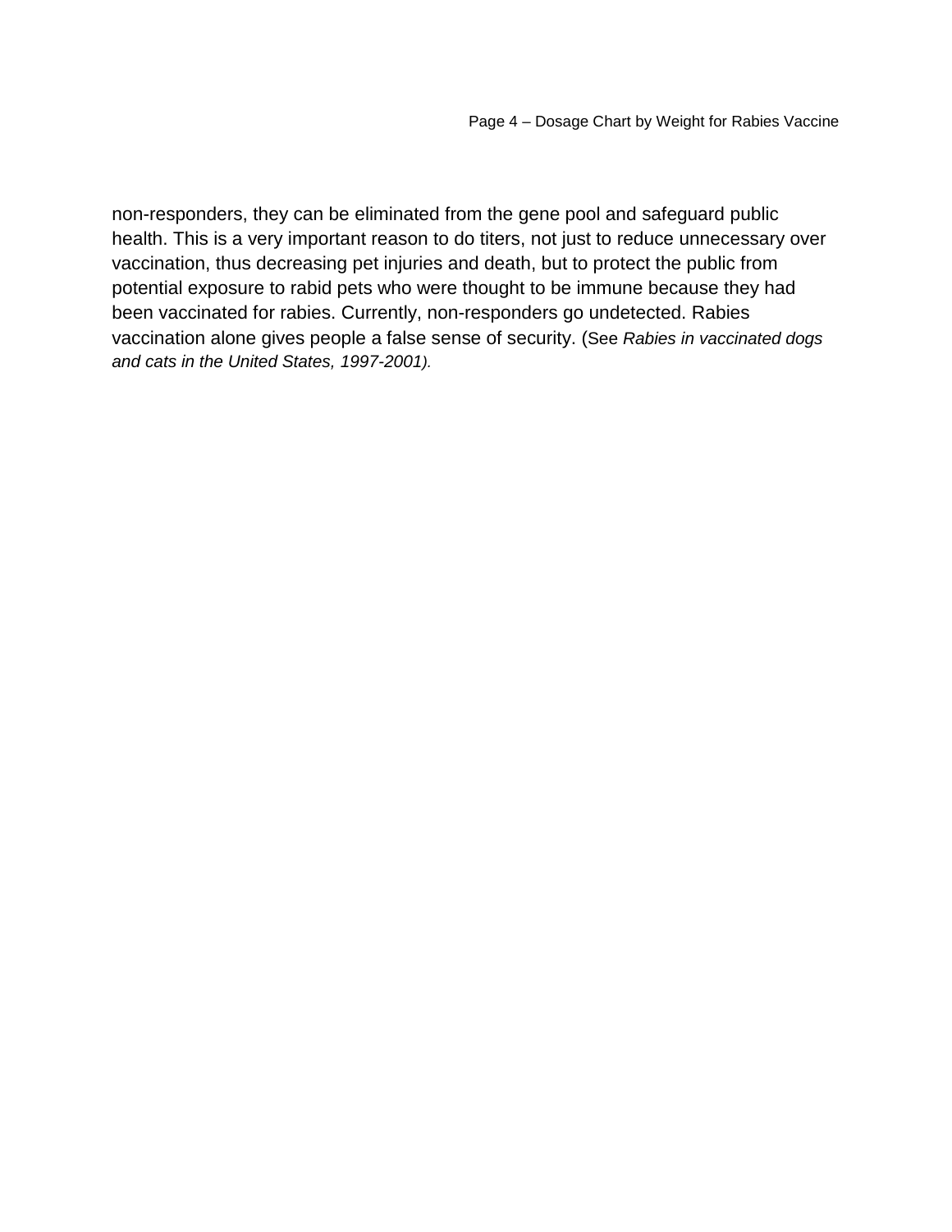non-responders, they can be eliminated from the gene pool and safeguard public health. This is a very important reason to do titers, not just to reduce unnecessary over vaccination, thus decreasing pet injuries and death, but to protect the public from potential exposure to rabid pets who were thought to be immune because they had been vaccinated for rabies. Currently, non-responders go undetected. Rabies vaccination alone gives people a false sense of security. (See *Rabies in vaccinated dogs and cats in the United States, 1997-2001*).